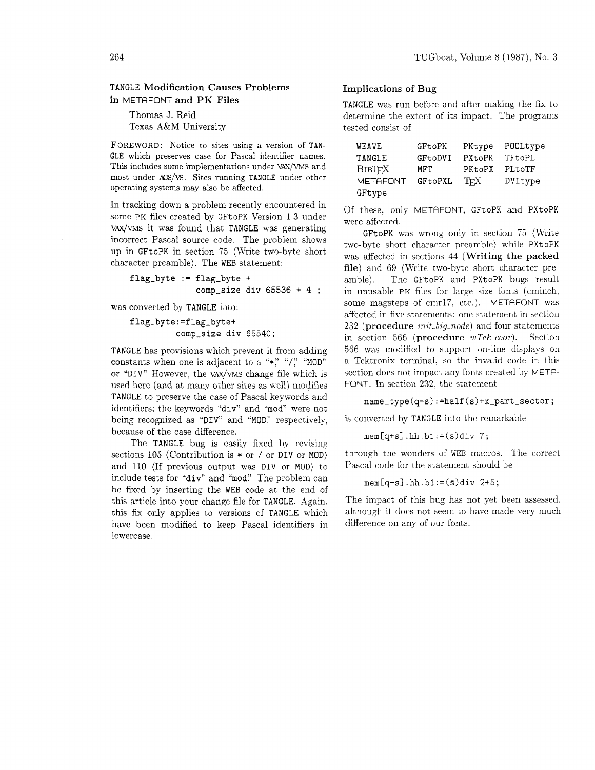## TANGLE Modification Causes Problems in METAFONT and PK Files

Thomas J. Reid
Texas A&M University

FOREWORD: Notice to sites using a version of TANGLE which preserves case for Pascal identifier names. This includes some implementations under VAX/VMS and most under AOS/VS. Sites running TANGLE under other operating systems may also be affected.

In tracking down a problem recently encountered in some PK files created by GFtoPK Version 1.3 under VAX/VMS it was found that TANGLE was generating incorrect Pascal source code. The problem shows up in GFtoPK in section 75 ⟨Write two-byte short character preamble⟩. The WEB statement:

```
flag_byte := flag_byte +
             comp_size div 65536 + 4 ;
```

was converted by TANGLE into:

```
flag_byte:=flag_byte+
         comp_size div 65540;
```

TANGLE has provisions which prevent it from adding constants when one is adjacent to a "*," "/," "MOD" or "DIV." However, the VAX/VMS change file which is used here (and at many other sites as well) modifies TANGLE to preserve the case of Pascal keywords and identifiers; the keywords "div" and "mod" were not being recognized as "DIV" and "MOD," respectively, because of the case difference.

The TANGLE bug is easily fixed by revising sections 105 ⟨Contribution is * or / or DIV or MOD⟩ and 110 ⟨If previous output was DIV or MOD⟩ to include tests for "div" and "mod." The problem can be fixed by inserting the WEB code at the end of this article into your change file for TANGLE. Again, this fix only applies to versions of TANGLE which have been modified to keep Pascal identifiers in lowercase.

### Implications of Bug

TANGLE was run before and after making the fix to determine the extent of its impact. The programs tested consist of

| | | | |
|---|---|---|---|
| WEAVE | GFtoPK | PKtype | POOLtype |
| TANGLE | GFtoDVI | PXtoPK | TFtoPL |
| BibTeX | MFT | PKtoPX | PLtoTF |
| METAFONT | GFtoPXL | TeX | DVItype |
| GFtype | | | |

Of these, only METAFONT, GFtoPK and PXtoPK were affected.

GFtoPK was wrong only in section 75 ⟨Write two-byte short character preamble⟩ while PXtoPK was affected in sections 44 ⟨**Writing the packed file**⟩ and 69 ⟨Write two-byte short character preamble⟩. The GFtoPK and PXtoPK bugs result in unusable PK files for large size fonts (cminch, some magsteps of cmr17, etc.). METAFONT was affected in five statements: one statement in section 232 (**procedure** *init_big_node*) and four statements in section 566 (**procedure** *wTek_coor*). Section 566 was modified to support on-line displays on a Tektronix terminal, so the invalid code in this section does not impact any fonts created by METAFONT. In section 232, the statement

```
name_type(q+s):=half(s)+x_part_sector;
```

is converted by TANGLE into the remarkable

```
mem[q+s].hh.b1:=(s)div 7;
```

through the wonders of WEB macros. The correct Pascal code for the statement should be

```
mem[q+s].hh.b1:=(s)div 2+5;
```

The impact of this bug has not yet been assessed, although it does not seem to have made very much difference on any of our fonts.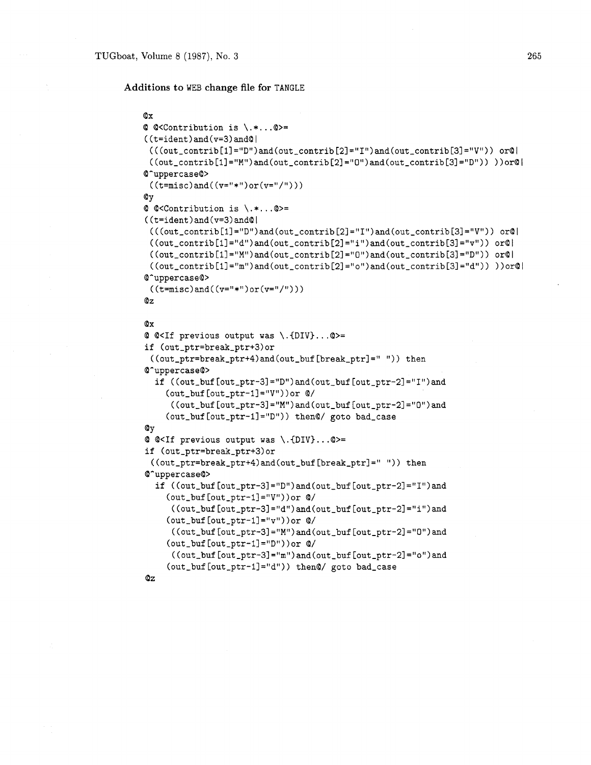### Additions to WEB change file for TANGLE

```
@x
@ @<Contribution is \.*...@>=
((t=ident)and(v=3)and@|
 (((out_contrib[1]="D")and(out_contrib[2]="I")and(out_contrib[3]="V")) or@|
 ((out_contrib[1]="M")and(out_contrib[2]="O")and(out_contrib[3]="D")) ))or@|
@^uppercase@>
 ((t=misc)and((v="*")or(v="/")))
@y
@ @<Contribution is \.*...@>=
((t=ident)and(v=3)and@|
 (((out_contrib[1]="D")and(out_contrib[2]="I")and(out_contrib[3]="V")) or@|
 ((out_contrib[1]="d")and(out_contrib[2]="i")and(out_contrib[3]="v")) or@|
 ((out_contrib[1]="M")and(out_contrib[2]="O")and(out_contrib[3]="D")) or@|
 ((out_contrib[1]="m")and(out_contrib[2]="o")and(out_contrib[3]="d")) ))or@|
@^uppercase@>
 ((t=misc)and((v="*")or(v="/")))
@z

@x
@ @<If previous output was \.{DIV}...@>=
if (out_ptr=break_ptr+3)or
 ((out_ptr=break_ptr+4)and(out_buf[break_ptr]=" ")) then
@^uppercase@>
  if ((out_buf[out_ptr-3]="D")and(out_buf[out_ptr-2]="I")and
    (out_buf[out_ptr-1]="V"))or @/
     ((out_buf[out_ptr-3]="M")and(out_buf[out_ptr-2]="O")and
    (out_buf[out_ptr-1]="D")) then@/ goto bad_case
@y
@ @<If previous output was \.{DIV}...@>=
if (out_ptr=break_ptr+3)or
 ((out_ptr=break_ptr+4)and(out_buf[break_ptr]=" ")) then
@^uppercase@>
  if ((out_buf[out_ptr-3]="D")and(out_buf[out_ptr-2]="I")and
    (out_buf[out_ptr-1]="V"))or @/
     ((out_buf[out_ptr-3]="d")and(out_buf[out_ptr-2]="i")and
    (out_buf[out_ptr-1]="v"))or @/
     ((out_buf[out_ptr-3]="M")and(out_buf[out_ptr-2]="O")and
    (out_buf[out_ptr-1]="D"))or @/
     ((out_buf[out_ptr-3]="m")and(out_buf[out_ptr-2]="o")and
    (out_buf[out_ptr-1]="d")) then@/ goto bad_case
@z
```